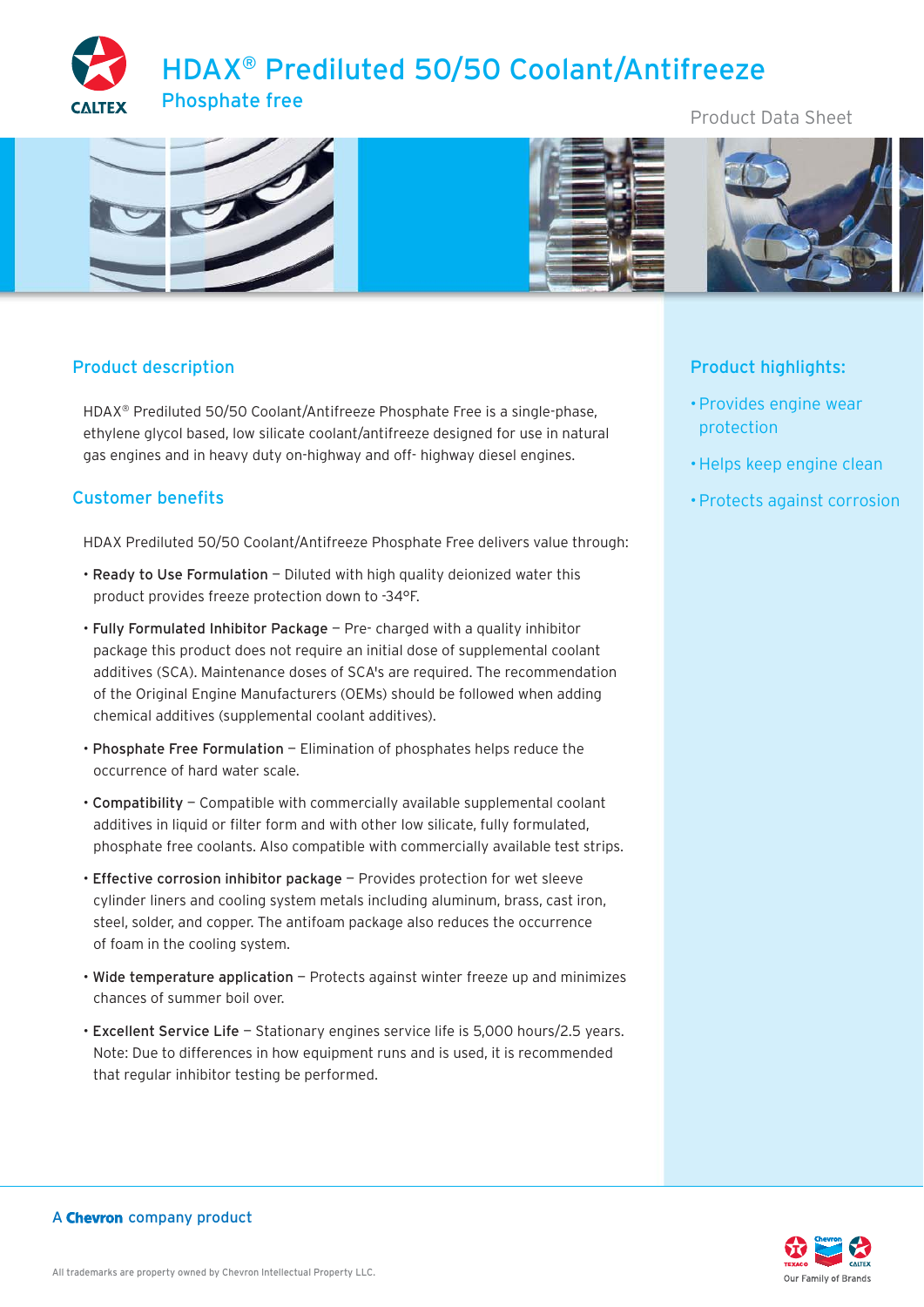# HDAX® Prediluted 50/50 Coolant/Antifreeze

Phosphate free

Product Data Sheet

## Product description

HDAX® Prediluted 50/50 Coolant/Antifreeze Phosphate Free is a single-phase, ethylene glycol based, low silicate coolant/antifreeze designed for use in natural gas engines and in heavy duty on-highway and off- highway diesel engines.

## Customer benefits

HDAX Prediluted 50/50 Coolant/Antifreeze Phosphate Free delivers value through:

- **Ready to Use Formulation** – Diluted with high quality deionized water this product provides freeze protection down to -34°F.
- **Fully Formulated Inhibitor Package** – Pre- charged with a quality inhibitor package this product does not require an initial dose of supplemental coolant additives (SCA). Maintenance doses of SCA's are required. The recommendation of the Original Engine Manufacturers (OEMs) should be followed when adding chemical additives (supplemental coolant additives).
- **Phosphate Free Formulation** – Elimination of phosphates helps reduce the occurrence of hard water scale.
- **Compatibility** – Compatible with commercially available supplemental coolant additives in liquid or filter form and with other low silicate, fully formulated, phosphate free coolants. Also compatible with commercially available test strips.
- **Effective corrosion inhibitor package** – Provides protection for wet sleeve cylinder liners and cooling system metals including aluminum, brass, cast iron, steel, solder, and copper. The antifoam package also reduces the occurrence of foam in the cooling system.
- **Wide temperature application** – Protects against winter freeze up and minimizes chances of summer boil over.
- **Excellent Service Life** – Stationary engines service life is 5,000 hours/2.5 years. Note: Due to differences in how equipment runs and is used, it is recommended that regular inhibitor testing be performed.

## Product highlights:

- Provides engine wear protection
- Helps keep engine clean
- Protects against corrosion

A **Chevron** company product

All trademarks are property owned by Chevron Intellectual Property LLC.

Our Family of Brands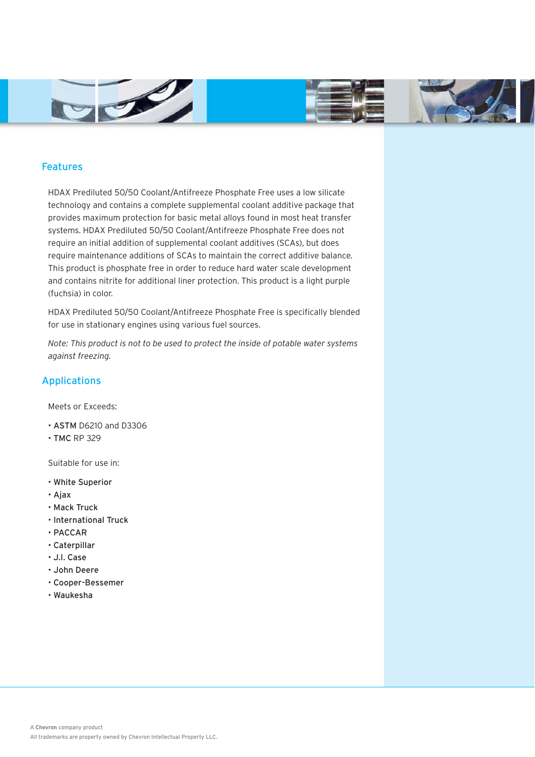## Features

HDAX Prediluted 50/50 Coolant/Antifreeze Phosphate Free uses a low silicate technology and contains a complete supplemental coolant additive package that provides maximum protection for basic metal alloys found in most heat transfer systems. HDAX Prediluted 50/50 Coolant/Antifreeze Phosphate Free does not require an initial addition of supplemental coolant additives (SCAs), but does require maintenance additions of SCAs to maintain the correct additive balance. This product is phosphate free in order to reduce hard water scale development and contains nitrite for additional liner protection. This product is a light purple (fuchsia) in color.

HDAX Prediluted 50/50 Coolant/Antifreeze Phosphate Free is specifically blended for use in stationary engines using various fuel sources.

*Note: This product is not to be used to protect the inside of potable water systems against freezing.*

## Applications

Meets or Exceeds:

- **ASTM** D6210 and D3306
- **TMC** RP 329

Suitable for use in:

- **White Superior**
- **Ajax**
- **Mack Truck**
- **International Truck**
- **PACCAR**
- **Caterpillar**
- **J.I. Case**
- **John Deere**
- **Cooper-Bessemer**
- **Waukesha**

A **Chevron** company product

All trademarks are property owned by Chevron Intellectual Property LLC.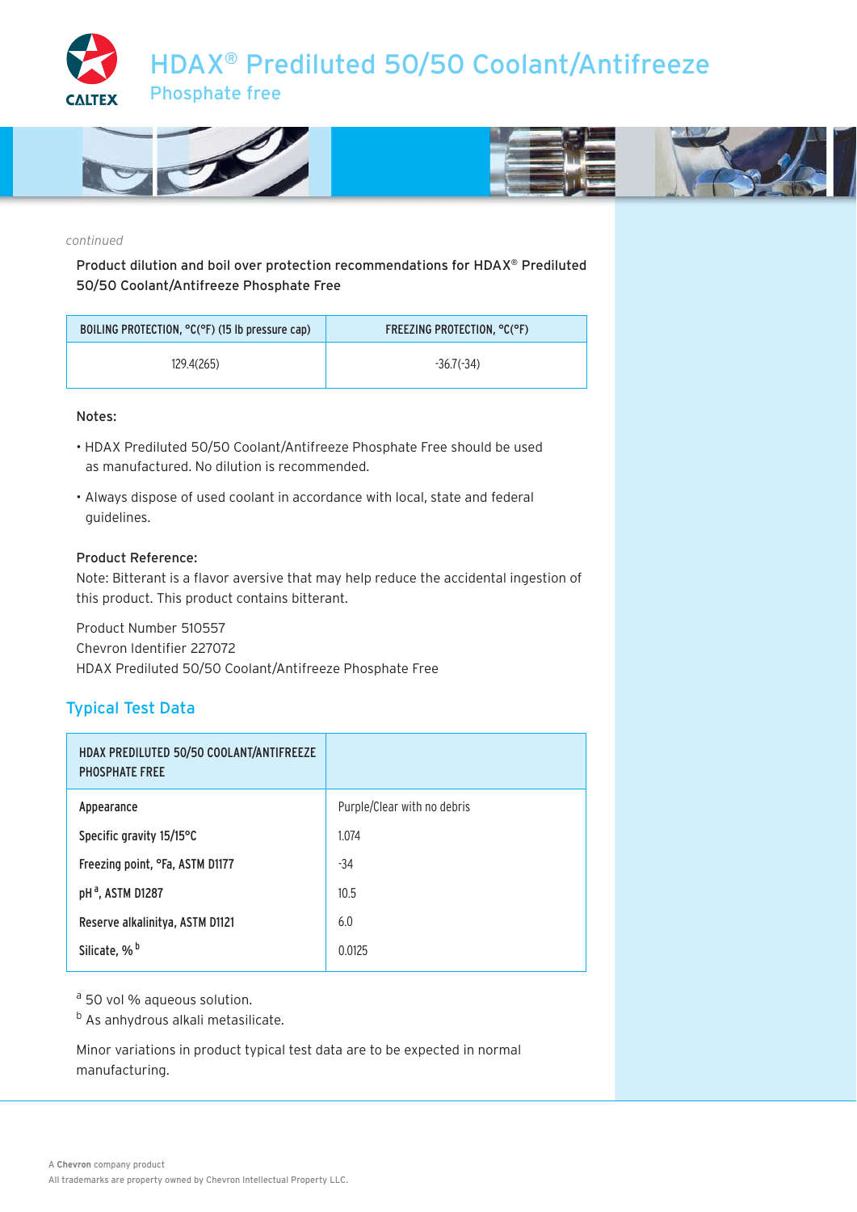# HDAX® Prediluted 50/50 Coolant/Antifreeze

## Phosphate free

*continued*

**Product dilution and boil over protection recommendations for HDAX® Prediluted 50/50 Coolant/Antifreeze Phosphate Free**

| BOILING PROTECTION, °C(°F) (15 lb pressure cap) | FREEZING PROTECTION, °C(°F) |
|---|---|
| 129.4(265) | -36.7(-34) |

**Notes:**

- HDAX Prediluted 50/50 Coolant/Antifreeze Phosphate Free should be used as manufactured. No dilution is recommended.
- Always dispose of used coolant in accordance with local, state and federal guidelines.

**Product Reference:**
Note: Bitterant is a flavor aversive that may help reduce the accidental ingestion of this product. This product contains bitterant.

Product Number 510557
Chevron Identifier 227072
HDAX Prediluted 50/50 Coolant/Antifreeze Phosphate Free

## Typical Test Data

| HDAX PREDILUTED 50/50 COOLANT/ANTIFREEZE PHOSPHATE FREE | |
|---|---|
| Appearance | Purple/Clear with no debris |
| Specific gravity 15/15°C | 1.074 |
| Freezing point, °F[a], ASTM D1177 | -34 |
| pH[a], ASTM D1287 | 10.5 |
| Reserve alkalinity[a], ASTM D1121 | 6.0 |
| Silicate, %[b] | 0.0125 |

[a] 50 vol % aqueous solution.
[b] As anhydrous alkali metasilicate.

Minor variations in product typical test data are to be expected in normal manufacturing.

A **Chevron** company product
All trademarks are property owned by Chevron Intellectual Property LLC.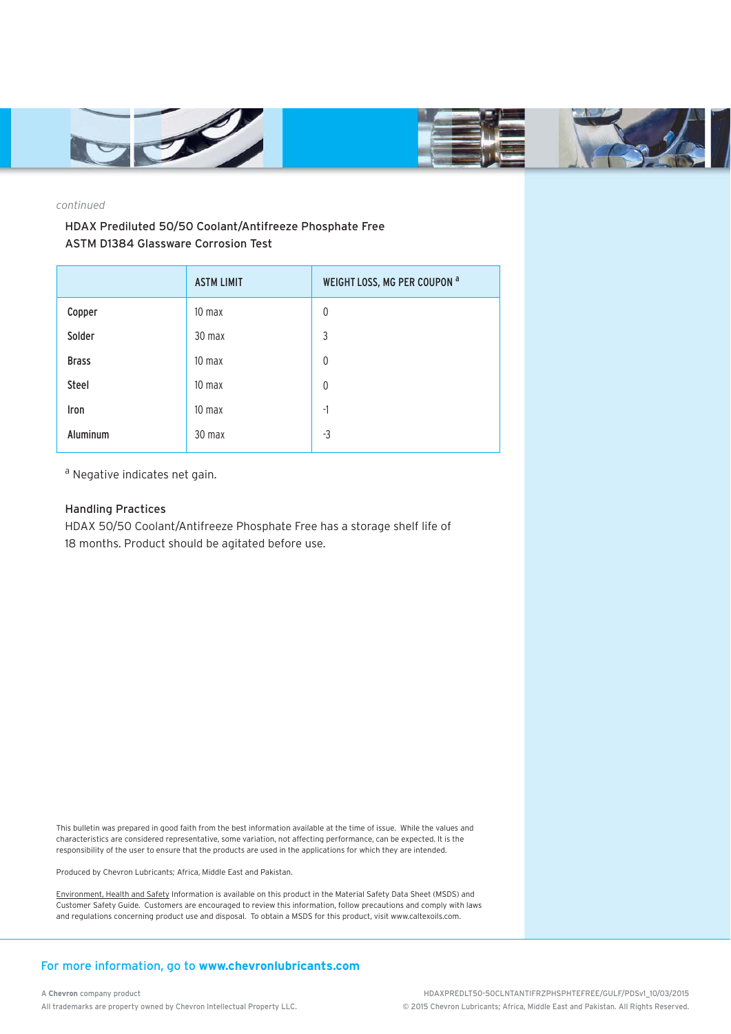*continued*

**HDAX Prediluted 50/50 Coolant/Antifreeze Phosphate Free**
**ASTM D1384 Glassware Corrosion Test**

| | ASTM LIMIT | WEIGHT LOSS, MG PER COUPON [a] |
|---|---|---|
| Copper | 10 max | 0 |
| Solder | 30 max | 3 |
| Brass | 10 max | 0 |
| Steel | 10 max | 0 |
| Iron | 10 max | -1 |
| Aluminum | 30 max | -3 |

[a] Negative indicates net gain.

**Handling Practices**

HDAX 50/50 Coolant/Antifreeze Phosphate Free has a storage shelf life of 18 months. Product should be agitated before use.

This bulletin was prepared in good faith from the best information available at the time of issue. While the values and characteristics are considered representative, some variation, not affecting performance, can be expected. It is the responsibility of the user to ensure that the products are used in the applications for which they are intended.

Produced by Chevron Lubricants; Africa, Middle East and Pakistan.

Environment, Health and Safety Information is available on this product in the Material Safety Data Sheet (MSDS) and Customer Safety Guide. Customers are encouraged to review this information, follow precautions and comply with laws and regulations concerning product use and disposal. To obtain a MSDS for this product, visit www.caltexoils.com.

For more information, go to **www.chevronlubricants.com**

A **Chevron** company product
All trademarks are property owned by Chevron Intellectual Property LLC.

HDAXPREDLT50-50CLNTANTIFRZPHSPHTEFREE/GULF/PDSv1_10/03/2015
© 2015 Chevron Lubricants; Africa, Middle East and Pakistan. All Rights Reserved.